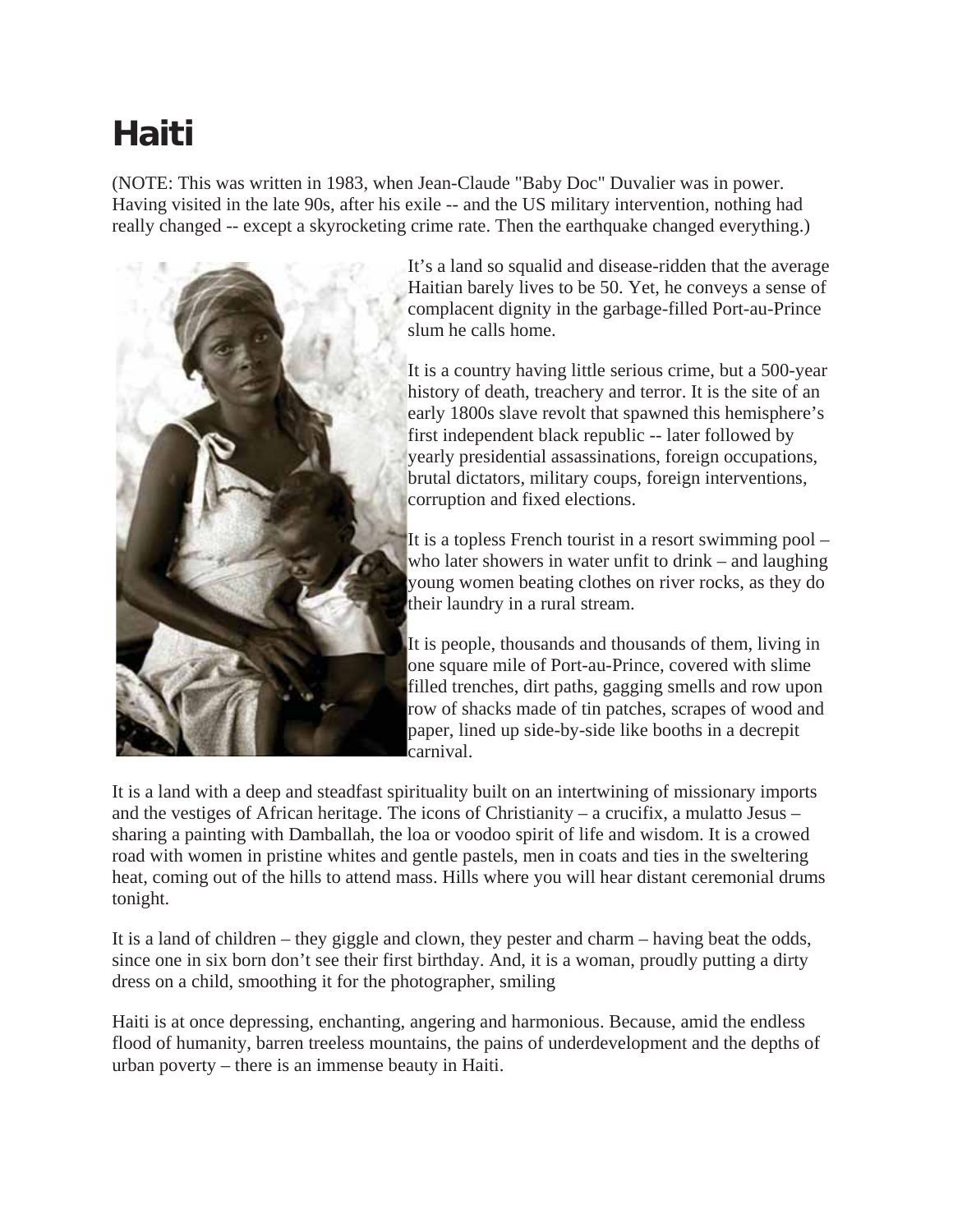# Haiti

(NOTE: This was written in 1983, when Jean-Claude "Baby Doc" Duvalier was in power. Having visited in the late 90s, after his exile -- and the US military intervention, nothing had really changed -- except a skyrocketing crime rate. Then the earthquake changed everything.)

It's a land so squalid and disease-ridden that the average Haitian barely lives to be 50. Yet, he conveys a sense of complacent dignity in the garbage-filled Port-au-Prince slum he calls home.

It is a country having little serious crime, but a 500-year history of death, treachery and terror. It is the site of an early 1800s slave revolt that spawned this hemisphere's first independent black republic -- later followed by yearly presidential assassinations, foreign occupations, brutal dictators, military coups, foreign interventions, corruption and fixed elections.

It is a topless French tourist in a resort swimming pool – who later showers in water unfit to drink – and laughing young women beating clothes on river rocks, as they do their laundry in a rural stream.

It is people, thousands and thousands of them, living in one square mile of Port-au-Prince, covered with slime filled trenches, dirt paths, gagging smells and row upon row of shacks made of tin patches, scrapes of wood and paper, lined up side-by-side like booths in a decrepit carnival.

It is a land with a deep and steadfast spirituality built on an intertwining of missionary imports and the vestiges of African heritage. The icons of Christianity – a crucifix, a mulatto Jesus – sharing a painting with Damballah, the loa or voodoo spirit of life and wisdom. It is a crowed road with women in pristine whites and gentle pastels, men in coats and ties in the sweltering heat, coming out of the hills to attend mass. Hills where you will hear distant ceremonial drums tonight.

It is a land of children – they giggle and clown, they pester and charm – having beat the odds, since one in six born don't see their first birthday. And, it is a woman, proudly putting a dirty dress on a child, smoothing it for the photographer, smiling

Haiti is at once depressing, enchanting, angering and harmonious. Because, amid the endless flood of humanity, barren treeless mountains, the pains of underdevelopment and the depths of urban poverty – there is an immense beauty in Haiti.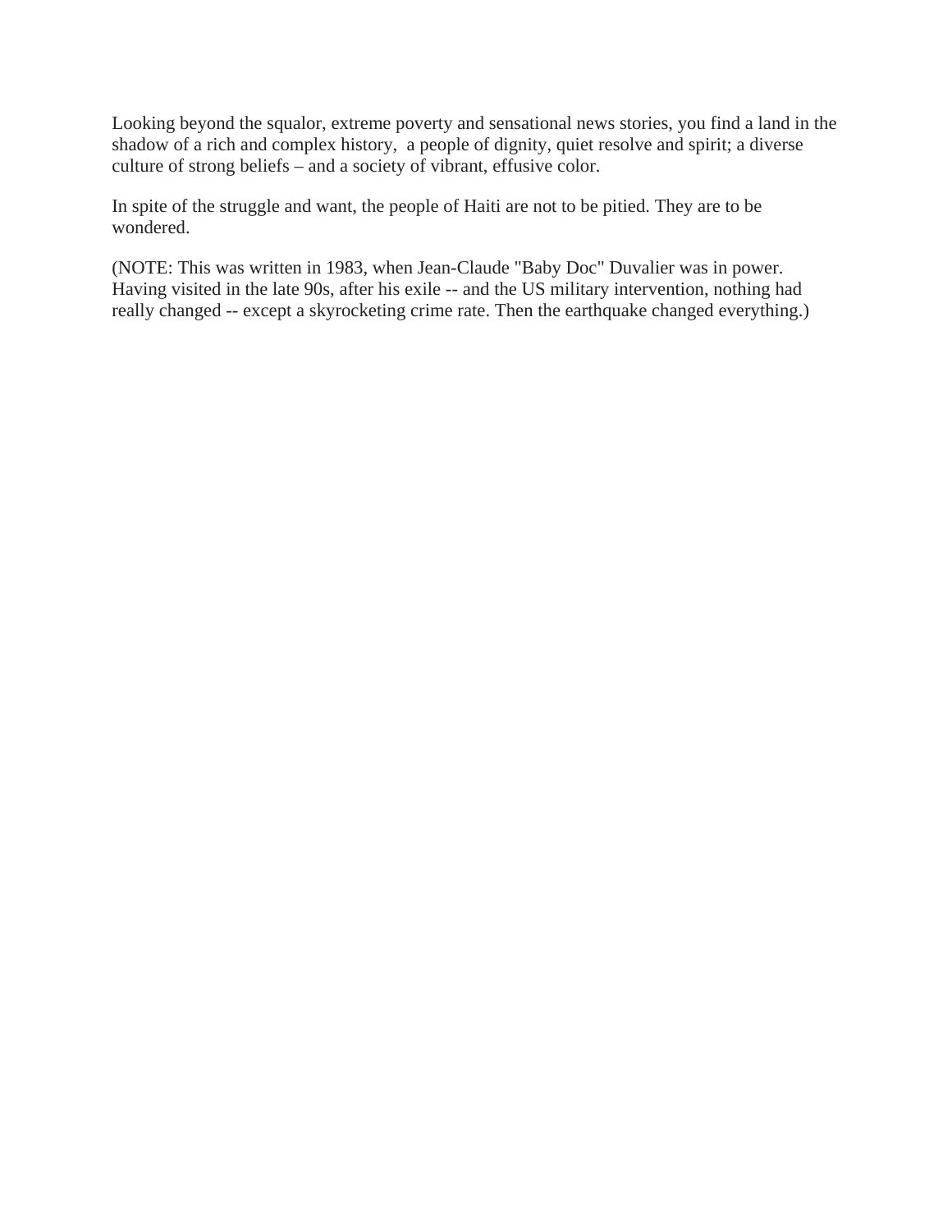Looking beyond the squalor, extreme poverty and sensational news stories, you find a land in the shadow of a rich and complex history,  a people of dignity, quiet resolve and spirit; a diverse culture of strong beliefs – and a society of vibrant, effusive color.

In spite of the struggle and want, the people of Haiti are not to be pitied. They are to be wondered.

(NOTE: This was written in 1983, when Jean-Claude "Baby Doc" Duvalier was in power. Having visited in the late 90s, after his exile -- and the US military intervention, nothing had really changed -- except a skyrocketing crime rate. Then the earthquake changed everything.)